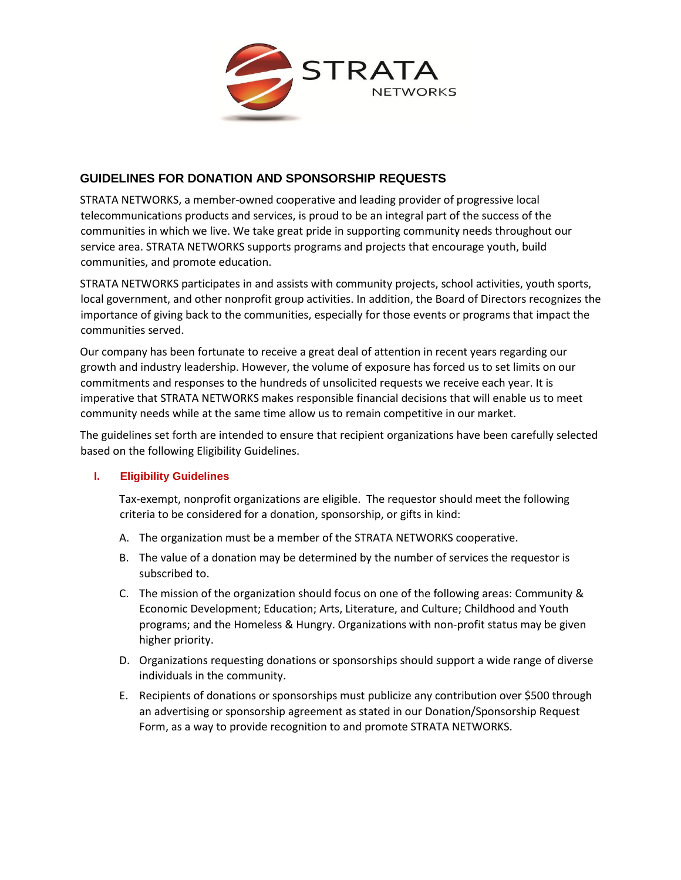# GUIDELINES FOR DONATION AND SPONSORSHIP REQUESTS

STRATA NETWORKS, a member-owned cooperative and leading provider of progressive local telecommunications products and services, is proud to be an integral part of the success of the communities in which we live. We take great pride in supporting community needs throughout our service area. STRATA NETWORKS supports programs and projects that encourage youth, build communities, and promote education.

STRATA NETWORKS participates in and assists with community projects, school activities, youth sports, local government, and other nonprofit group activities. In addition, the Board of Directors recognizes the importance of giving back to the communities, especially for those events or programs that impact the communities served.

Our company has been fortunate to receive a great deal of attention in recent years regarding our growth and industry leadership. However, the volume of exposure has forced us to set limits on our commitments and responses to the hundreds of unsolicited requests we receive each year. It is imperative that STRATA NETWORKS makes responsible financial decisions that will enable us to meet community needs while at the same time allow us to remain competitive in our market.

The guidelines set forth are intended to ensure that recipient organizations have been carefully selected based on the following Eligibility Guidelines.

## I. Eligibility Guidelines

Tax-exempt, nonprofit organizations are eligible. The requestor should meet the following criteria to be considered for a donation, sponsorship, or gifts in kind:

A. The organization must be a member of the STRATA NETWORKS cooperative.

B. The value of a donation may be determined by the number of services the requestor is subscribed to.

C. The mission of the organization should focus on one of the following areas: Community & Economic Development; Education; Arts, Literature, and Culture; Childhood and Youth programs; and the Homeless & Hungry. Organizations with non-profit status may be given higher priority.

D. Organizations requesting donations or sponsorships should support a wide range of diverse individuals in the community.

E. Recipients of donations or sponsorships must publicize any contribution over $500 through an advertising or sponsorship agreement as stated in our Donation/Sponsorship Request Form, as a way to provide recognition to and promote STRATA NETWORKS.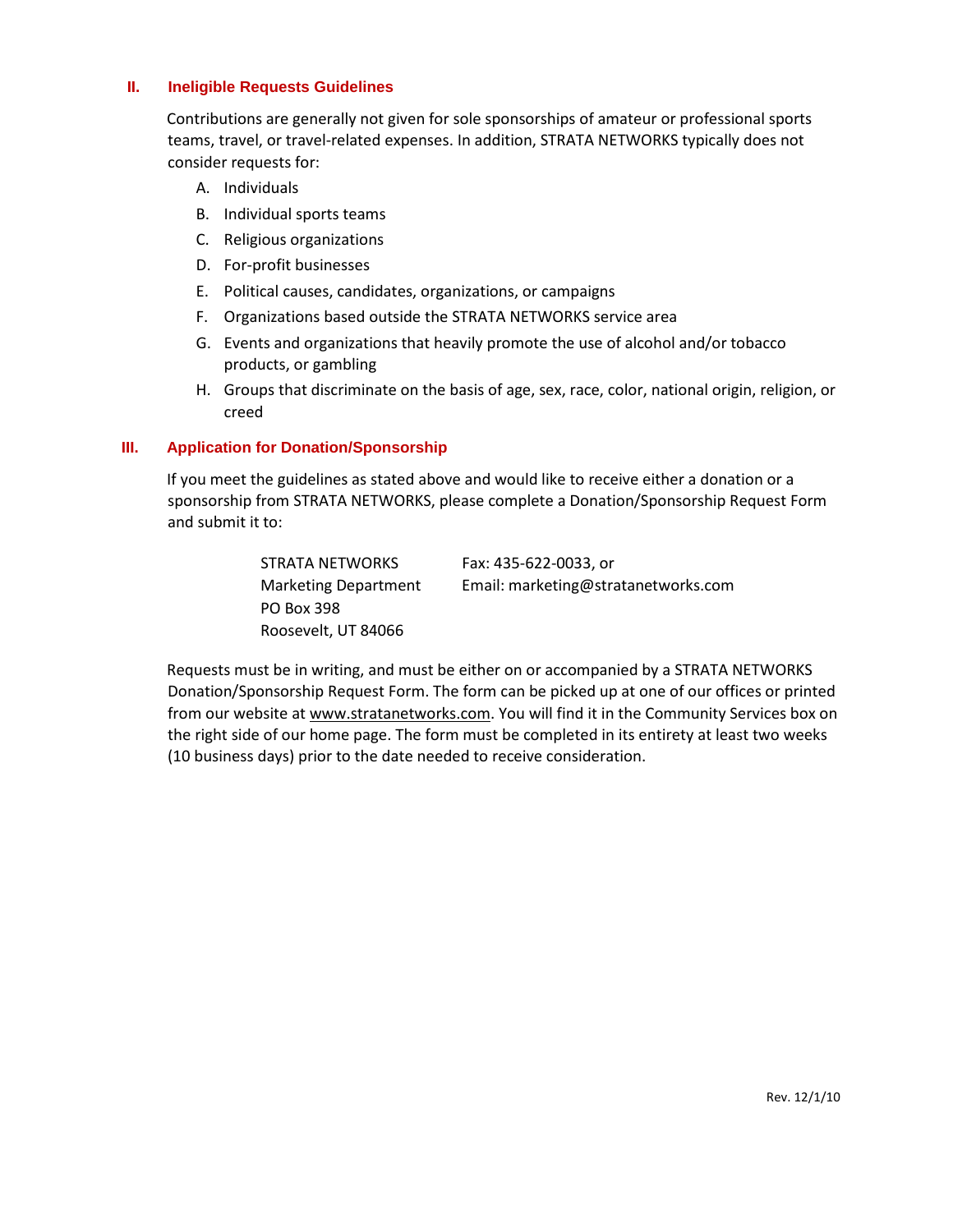## II. Ineligible Requests Guidelines

Contributions are generally not given for sole sponsorships of amateur or professional sports teams, travel, or travel-related expenses. In addition, STRATA NETWORKS typically does not consider requests for:

A. Individuals
B. Individual sports teams
C. Religious organizations
D. For-profit businesses
E. Political causes, candidates, organizations, or campaigns
F. Organizations based outside the STRATA NETWORKS service area
G. Events and organizations that heavily promote the use of alcohol and/or tobacco products, or gambling
H. Groups that discriminate on the basis of age, sex, race, color, national origin, religion, or creed

## III. Application for Donation/Sponsorship

If you meet the guidelines as stated above and would like to receive either a donation or a sponsorship from STRATA NETWORKS, please complete a Donation/Sponsorship Request Form and submit it to:

STRATA NETWORKS
Marketing Department
PO Box 398
Roosevelt, UT 84066

Fax: 435-622-0033, or
Email: marketing@stratanetworks.com

Requests must be in writing, and must be either on or accompanied by a STRATA NETWORKS Donation/Sponsorship Request Form. The form can be picked up at one of our offices or printed from our website at www.stratanetworks.com. You will find it in the Community Services box on the right side of our home page. The form must be completed in its entirety at least two weeks (10 business days) prior to the date needed to receive consideration.

Rev. 12/1/10